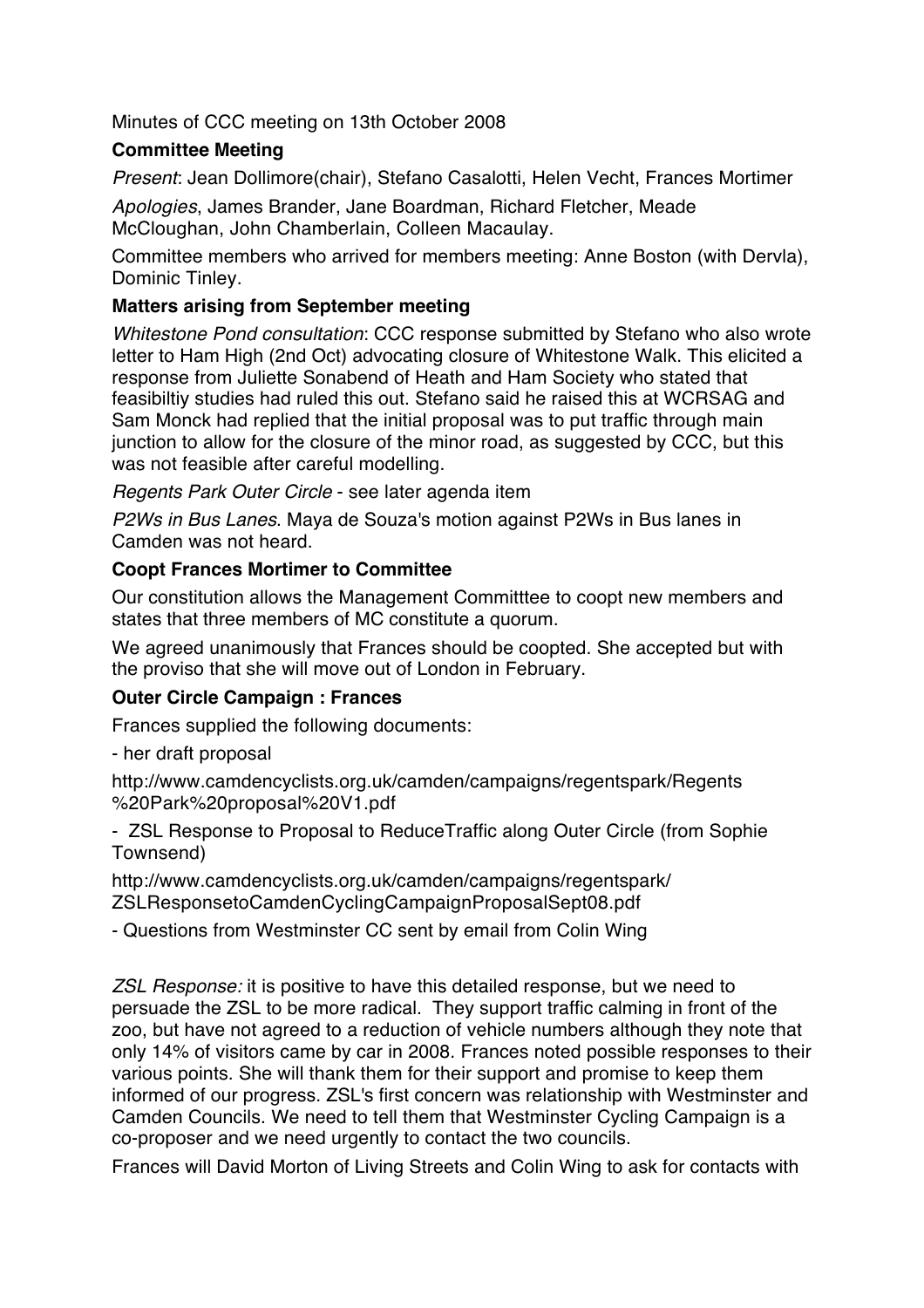Minutes of CCC meeting on 13th October 2008

**Committee Meeting**

*Present*: Jean Dollimore(chair), Stefano Casalotti, Helen Vecht, Frances Mortimer

*Apologies*, James Brander, Jane Boardman, Richard Fletcher, Meade McCloughan, John Chamberlain, Colleen Macaulay.

Committee members who arrived for members meeting: Anne Boston (with Dervla), Dominic Tinley.

**Matters arising from September meeting**

*Whitestone Pond consultation*: CCC response submitted by Stefano who also wrote letter to Ham High (2nd Oct) advocating closure of Whitestone Walk. This elicited a response from Juliette Sonabend of Heath and Ham Society who stated that feasibiltiy studies had ruled this out. Stefano said he raised this at WCRSAG and Sam Monck had replied that the initial proposal was to put traffic through main junction to allow for the closure of the minor road, as suggested by CCC, but this was not feasible after careful modelling.

*Regents Park Outer Circle* - see later agenda item

*P2Ws in Bus Lanes*. Maya de Souza's motion against P2Ws in Bus lanes in Camden was not heard.

**Coopt Frances Mortimer to Committee**

Our constitution allows the Management Committtee to coopt new members and states that three members of MC constitute a quorum.

We agreed unanimously that Frances should be coopted. She accepted but with the proviso that she will move out of London in February.

**Outer Circle Campaign : Frances**

Frances supplied the following documents:

- her draft proposal

http://www.camdencyclists.org.uk/camden/campaigns/regentspark/Regents%20Park%20proposal%20V1.pdf

- ZSL Response to Proposal to ReduceTraffic along Outer Circle (from Sophie Townsend)

http://www.camdencyclists.org.uk/camden/campaigns/regentspark/ZSLResponsetoCamdenCyclingCampaignProposalSept08.pdf

- Questions from Westminster CC sent by email from Colin Wing

*ZSL Response:* it is positive to have this detailed response, but we need to persuade the ZSL to be more radical. They support traffic calming in front of the zoo, but have not agreed to a reduction of vehicle numbers although they note that only 14% of visitors came by car in 2008. Frances noted possible responses to their various points. She will thank them for their support and promise to keep them informed of our progress. ZSL's first concern was relationship with Westminster and Camden Councils. We need to tell them that Westminster Cycling Campaign is a co-proposer and we need urgently to contact the two councils.

Frances will David Morton of Living Streets and Colin Wing to ask for contacts with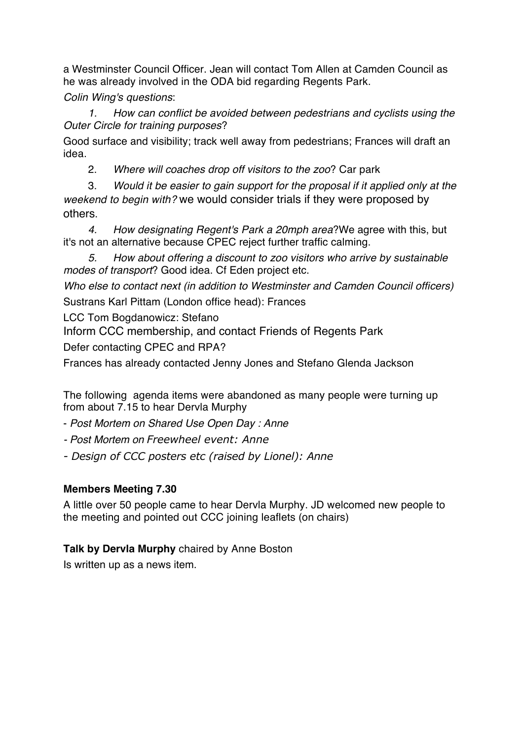a Westminster Council Officer. Jean will contact Tom Allen at Camden Council as he was already involved in the ODA bid regarding Regents Park.

*Colin Wing's questions*:

1. *How can conflict be avoided between pedestrians and cyclists using the Outer Circle for training purposes*?

Good surface and visibility; track well away from pedestrians; Frances will draft an idea.

2. *Where will coaches drop off visitors to the zoo*? Car park

3. *Would it be easier to gain support for the proposal if it applied only at the weekend to begin with?* we would consider trials if they were proposed by others.

4. *How designating Regent's Park a 20mph area*?We agree with this, but it's not an alternative because CPEC reject further traffic calming.

5. *How about offering a discount to zoo visitors who arrive by sustainable modes of transport*? Good idea. Cf Eden project etc.

*Who else to contact next (in addition to Westminster and Camden Council officers)*

Sustrans Karl Pittam (London office head): Frances

LCC Tom Bogdanowicz: Stefano

Inform CCC membership, and contact Friends of Regents Park

Defer contacting CPEC and RPA?

Frances has already contacted Jenny Jones and Stefano Glenda Jackson

The following agenda items were abandoned as many people were turning up from about 7.15 to hear Dervla Murphy

- *Post Mortem on Shared Use Open Day : Anne*
- *Post Mortem on Freewheel event: Anne*
- *Design of CCC posters etc (raised by Lionel): Anne*

**Members Meeting 7.30**

A little over 50 people came to hear Dervla Murphy. JD welcomed new people to the meeting and pointed out CCC joining leaflets (on chairs)

**Talk by Dervla Murphy** chaired by Anne Boston

Is written up as a news item.